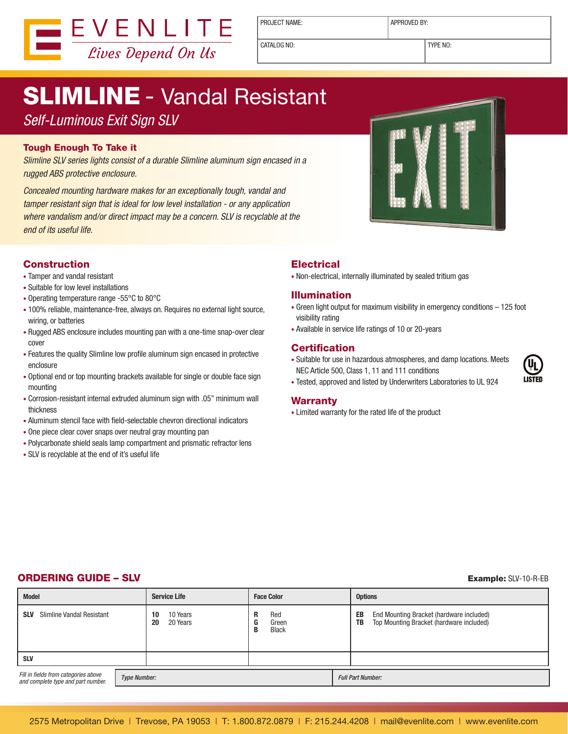EVENLITE
*Lives Depend On Us*

| PROJECT NAME: | APPROVED BY: |
|---|---|
| CATALOG NO: | TYPE NO: |

# SLIMLINE - Vandal Resistant

*Self-Luminous Exit Sign SLV*

### Tough Enough To Take it

*Slimline SLV series lights consist of a durable Slimline aluminum sign encased in a rugged ABS protective enclosure.*

*Concealed mounting hardware makes for an exceptionally tough, vandal and tamper resistant sign that is ideal for low level installation - or any application where vandalism and/or direct impact may be a concern. SLV is recyclable at the end of its useful life.*

## Construction

- Tamper and vandal resistant
- Suitable for low level installations
- Operating temperature range -55°C to 80°C
- 100% reliable, maintenance-free, always on. Requires no external light source, wiring, or batteries
- Rugged ABS enclosure includes mounting pan with a one-time snap-over clear cover
- Features the quality Slimline low profile aluminum sign encased in protective enclosure
- Optional end or top mounting brackets available for single or double face sign mounting
- Corrosion-resistant internal extruded aluminum sign with .05" minimum wall thickness
- Aluminum stencil face with field-selectable chevron directional indicators
- One piece clear cover snaps over neutral gray mounting pan
- Polycarbonate shield seals lamp compartment and prismatic refractor lens
- SLV is recyclable at the end of it's useful life

## Electrical

- Non-electrical, internally illuminated by sealed tritium gas

## Illumination

- Green light output for maximum visibility in emergency conditions – 125 foot visibility rating
- Available in service life ratings of 10 or 20-years

## Certification

- Suitable for use in hazardous atmospheres, and damp locations. Meets NEC Article 500, Class 1, 11 and 111 conditions
- Tested, approved and listed by Underwriters Laboratories to UL 924

UL LISTED

## Warranty

- Limited warranty for the rated life of the product

## ORDERING GUIDE – SLV

**Example:** SLV-10-R-EB

| Model | Service Life | Face Color | Options |
|---|---|---|---|
| **SLV** Slimline Vandal Resistant | **10** 10 Years<br>**20** 20 Years | **R** Red<br>**G** Green<br>**B** Black | **EB** End Mounting Bracket (hardware included)<br>**TB** Top Mounting Bracket (hardware included) |
| **SLV** | | | |

*Fill in fields from categories above and complete type and part number.*

| *Type Number:* | *Full Part Number:* |
|---|---|

2575 Metropolitan Drive | Trevose, PA 19053 | T: 1.800.872.0879 | F: 215.244.4208 | mail@evenlite.com | www.evenlite.com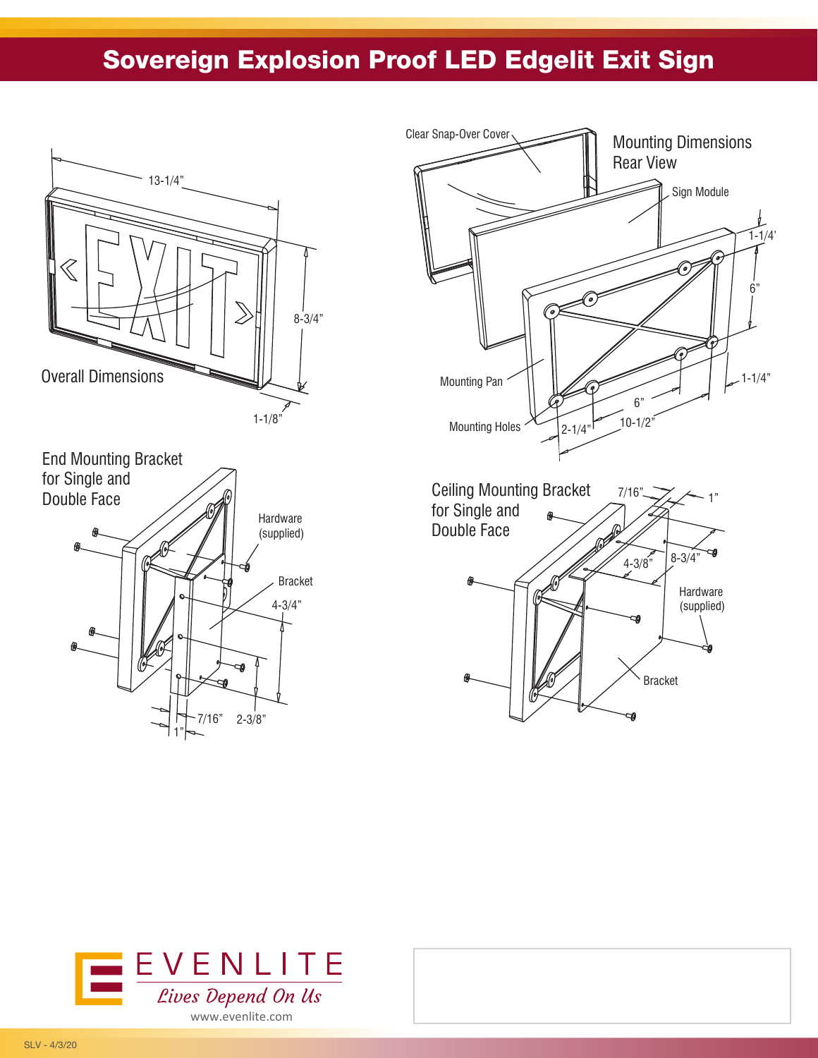# Sovereign Explosion Proof LED Edgelit Exit Sign

Overall Dimensions

13-1/4"

8-3/4"

1-1/8"

Mounting Dimensions
Rear View

Clear Snap-Over Cover

Sign Module

Mounting Pan

Mounting Holes

1-1/4'

6"

1-1/4"

6"

2-1/4"

10-1/2"

End Mounting Bracket
for Single and
Double Face

Hardware
(supplied)

Bracket

4-3/4"

7/16"

2-3/8"

1"

Ceiling Mounting Bracket
for Single and
Double Face

7/16"

1"

4-3/8"

8-3/4"

Hardware
(supplied)

Bracket

EVENLITE

*Lives Depend On Us*

www.evenlite.com

SLV - 4/3/20